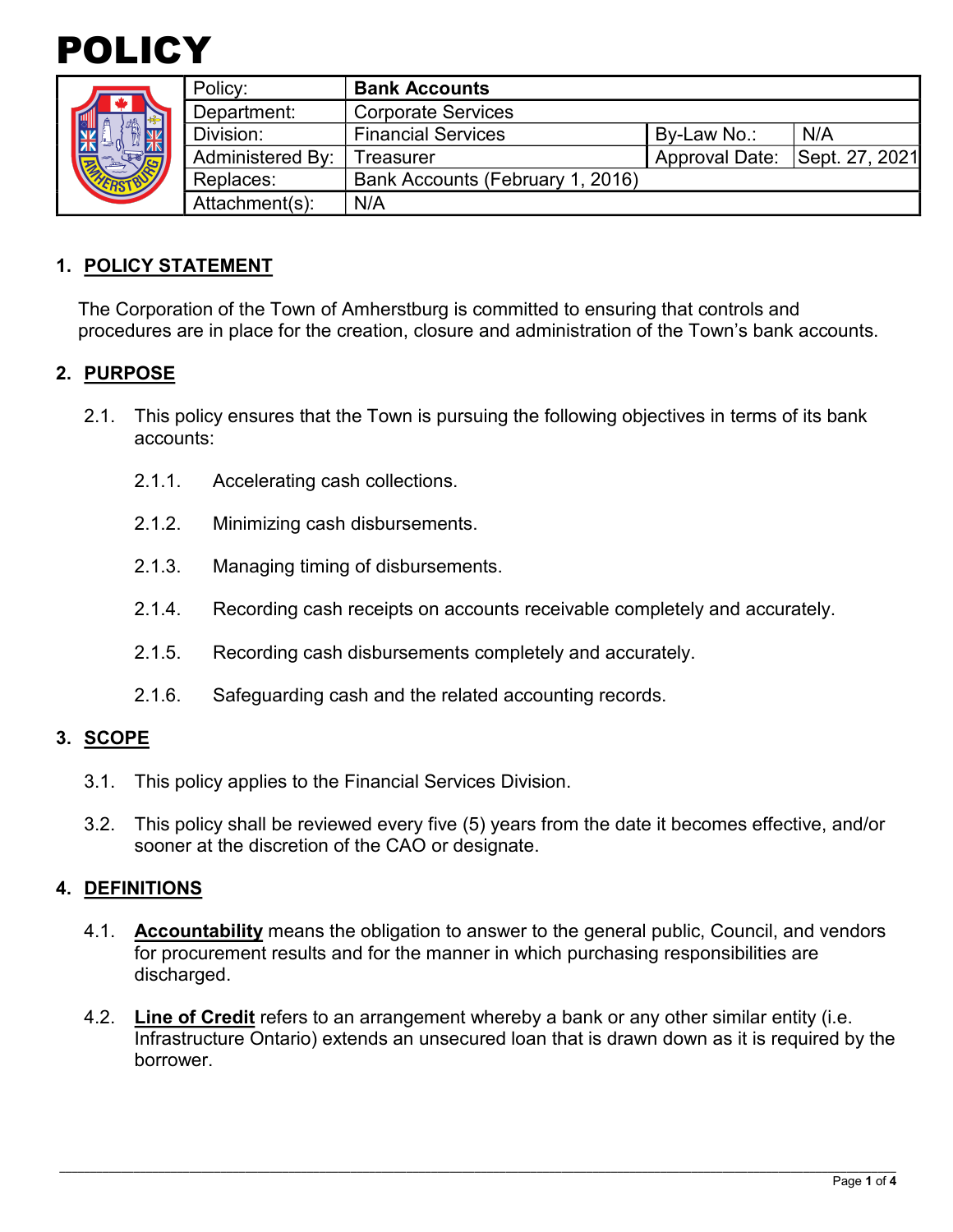# POLICY

| Policy: | **Bank Accounts** | | |
|---|---|---|---|
| Department: | Corporate Services | | |
| Division: | Financial Services | By-Law No.: | N/A |
| Administered By: | Treasurer | Approval Date: | Sept. 27, 2021 |
| Replaces: | Bank Accounts (February 1, 2016) | | |
| Attachment(s): | N/A | | |

## 1. POLICY STATEMENT

The Corporation of the Town of Amherstburg is committed to ensuring that controls and procedures are in place for the creation, closure and administration of the Town's bank accounts.

## 2. PURPOSE

2.1. This policy ensures that the Town is pursuing the following objectives in terms of its bank accounts:

2.1.1. Accelerating cash collections.

2.1.2. Minimizing cash disbursements.

2.1.3. Managing timing of disbursements.

2.1.4. Recording cash receipts on accounts receivable completely and accurately.

2.1.5. Recording cash disbursements completely and accurately.

2.1.6. Safeguarding cash and the related accounting records.

## 3. SCOPE

3.1. This policy applies to the Financial Services Division.

3.2. This policy shall be reviewed every five (5) years from the date it becomes effective, and/or sooner at the discretion of the CAO or designate.

## 4. DEFINITIONS

4.1. **Accountability** means the obligation to answer to the general public, Council, and vendors for procurement results and for the manner in which purchasing responsibilities are discharged.

4.2. **Line of Credit** refers to an arrangement whereby a bank or any other similar entity (i.e. Infrastructure Ontario) extends an unsecured loan that is drawn down as it is required by the borrower.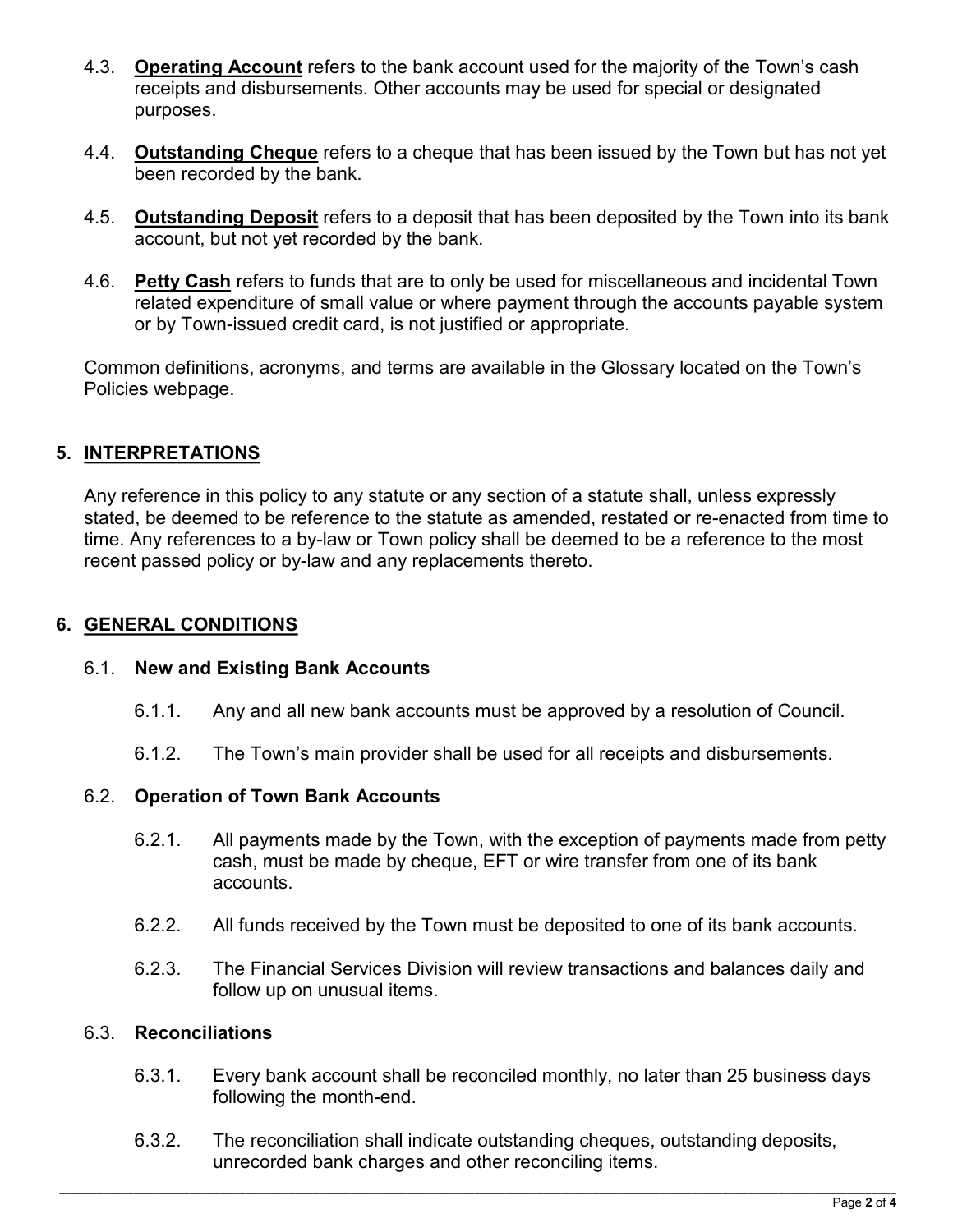4.3. **Operating Account** refers to the bank account used for the majority of the Town's cash receipts and disbursements. Other accounts may be used for special or designated purposes.

4.4. **Outstanding Cheque** refers to a cheque that has been issued by the Town but has not yet been recorded by the bank.

4.5. **Outstanding Deposit** refers to a deposit that has been deposited by the Town into its bank account, but not yet recorded by the bank.

4.6. **Petty Cash** refers to funds that are to only be used for miscellaneous and incidental Town related expenditure of small value or where payment through the accounts payable system or by Town-issued credit card, is not justified or appropriate.

Common definitions, acronyms, and terms are available in the Glossary located on the Town's Policies webpage.

## 5. INTERPRETATIONS

Any reference in this policy to any statute or any section of a statute shall, unless expressly stated, be deemed to be reference to the statute as amended, restated or re-enacted from time to time. Any references to a by-law or Town policy shall be deemed to be a reference to the most recent passed policy or by-law and any replacements thereto.

## 6. GENERAL CONDITIONS

### 6.1. New and Existing Bank Accounts

6.1.1. Any and all new bank accounts must be approved by a resolution of Council.

6.1.2. The Town's main provider shall be used for all receipts and disbursements.

### 6.2. Operation of Town Bank Accounts

6.2.1. All payments made by the Town, with the exception of payments made from petty cash, must be made by cheque, EFT or wire transfer from one of its bank accounts.

6.2.2. All funds received by the Town must be deposited to one of its bank accounts.

6.2.3. The Financial Services Division will review transactions and balances daily and follow up on unusual items.

### 6.3. Reconciliations

6.3.1. Every bank account shall be reconciled monthly, no later than 25 business days following the month-end.

6.3.2. The reconciliation shall indicate outstanding cheques, outstanding deposits, unrecorded bank charges and other reconciling items.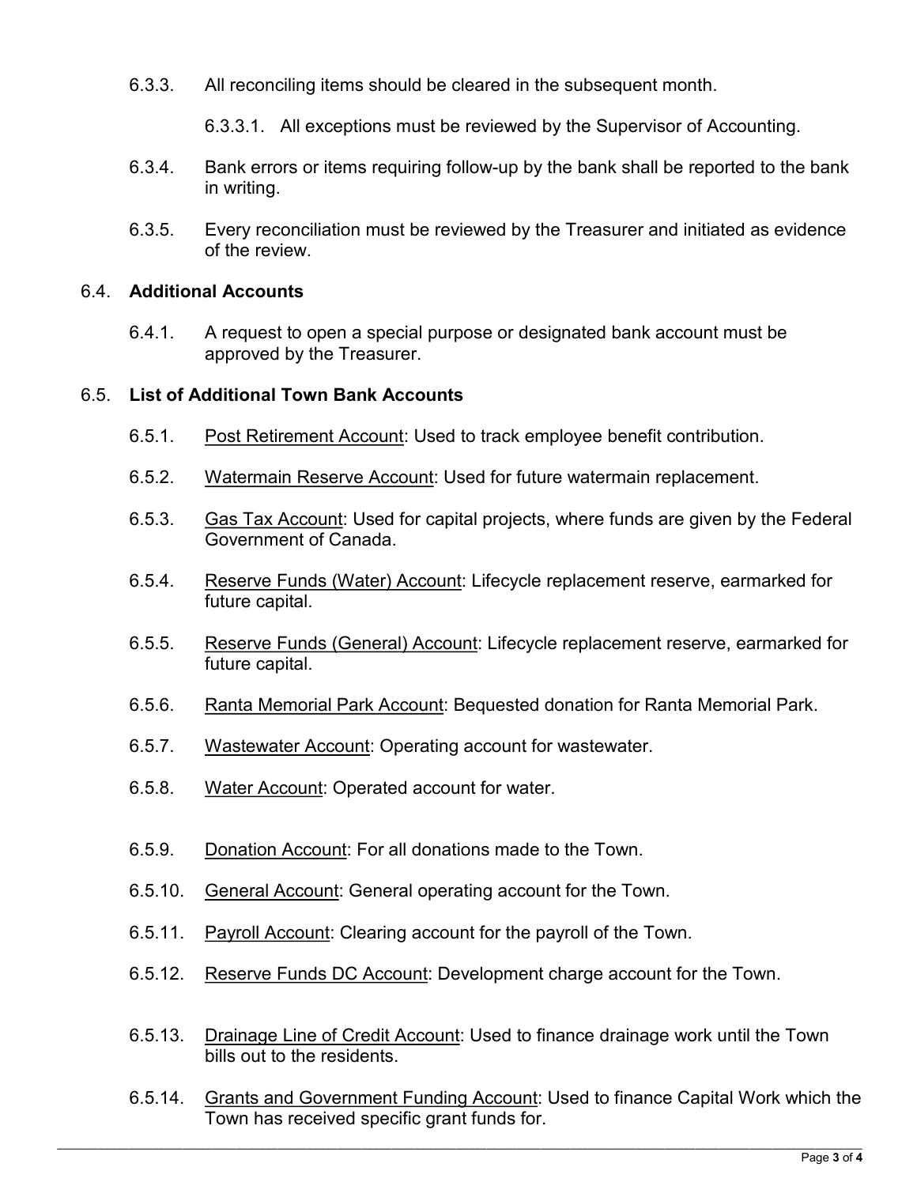6.3.3. All reconciling items should be cleared in the subsequent month.

6.3.3.1. All exceptions must be reviewed by the Supervisor of Accounting.

6.3.4. Bank errors or items requiring follow-up by the bank shall be reported to the bank in writing.

6.3.5. Every reconciliation must be reviewed by the Treasurer and initiated as evidence of the review.

6.4. **Additional Accounts**

6.4.1. A request to open a special purpose or designated bank account must be approved by the Treasurer.

6.5. **List of Additional Town Bank Accounts**

6.5.1. <u>Post Retirement Account</u>: Used to track employee benefit contribution.

6.5.2. <u>Watermain Reserve Account</u>: Used for future watermain replacement.

6.5.3. <u>Gas Tax Account</u>: Used for capital projects, where funds are given by the Federal Government of Canada.

6.5.4. <u>Reserve Funds (Water) Account</u>: Lifecycle replacement reserve, earmarked for future capital.

6.5.5. <u>Reserve Funds (General) Account</u>: Lifecycle replacement reserve, earmarked for future capital.

6.5.6. <u>Ranta Memorial Park Account</u>: Bequested donation for Ranta Memorial Park.

6.5.7. <u>Wastewater Account</u>: Operating account for wastewater.

6.5.8. <u>Water Account</u>: Operated account for water.

6.5.9. <u>Donation Account</u>: For all donations made to the Town.

6.5.10. <u>General Account</u>: General operating account for the Town.

6.5.11. <u>Payroll Account</u>: Clearing account for the payroll of the Town.

6.5.12. <u>Reserve Funds DC Account</u>: Development charge account for the Town.

6.5.13. <u>Drainage Line of Credit Account</u>: Used to finance drainage work until the Town bills out to the residents.

6.5.14. <u>Grants and Government Funding Account</u>: Used to finance Capital Work which the Town has received specific grant funds for.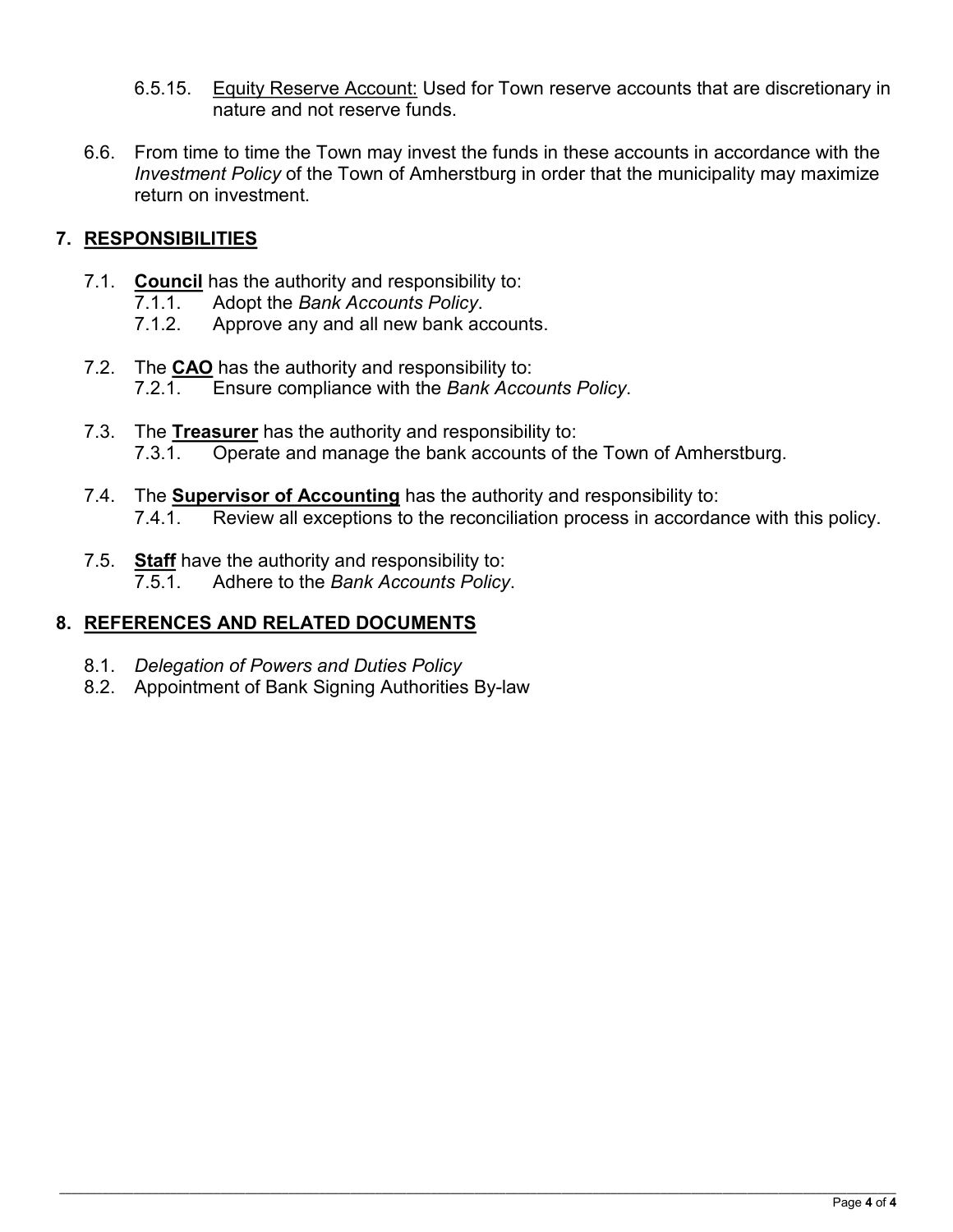6.5.15. Equity Reserve Account: Used for Town reserve accounts that are discretionary in nature and not reserve funds.

6.6. From time to time the Town may invest the funds in these accounts in accordance with the *Investment Policy* of the Town of Amherstburg in order that the municipality may maximize return on investment.

## 7. RESPONSIBILITIES

7.1. **Council** has the authority and responsibility to:

7.1.1. Adopt the *Bank Accounts Policy*.

7.1.2. Approve any and all new bank accounts.

7.2. The **CAO** has the authority and responsibility to:

7.2.1. Ensure compliance with the *Bank Accounts Policy*.

7.3. The **Treasurer** has the authority and responsibility to:

7.3.1. Operate and manage the bank accounts of the Town of Amherstburg.

7.4. The **Supervisor of Accounting** has the authority and responsibility to:

7.4.1. Review all exceptions to the reconciliation process in accordance with this policy.

7.5. **Staff** have the authority and responsibility to:

7.5.1. Adhere to the *Bank Accounts Policy*.

## 8. REFERENCES AND RELATED DOCUMENTS

8.1. *Delegation of Powers and Duties Policy*

8.2. Appointment of Bank Signing Authorities By-law